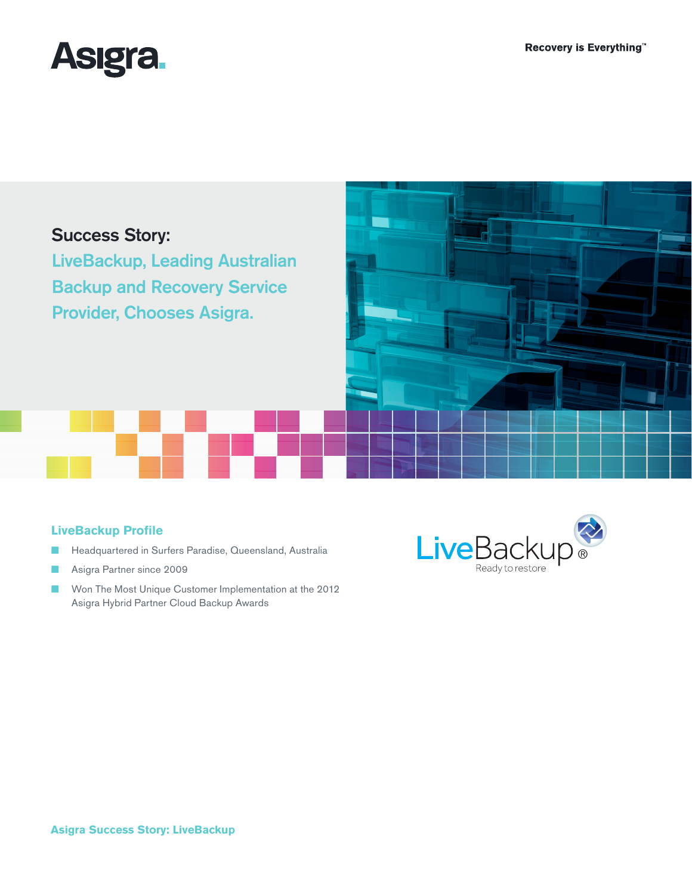Asigra.

Recovery is Everything™

# Success Story: LiveBackup, Leading Australian Backup and Recovery Service Provider, Chooses Asigra.

## LiveBackup Profile

- Headquartered in Surfers Paradise, Queensland, Australia
- Asigra Partner since 2009
- Won The Most Unique Customer Implementation at the 2012 Asigra Hybrid Partner Cloud Backup Awards

LiveBackup® Ready to restore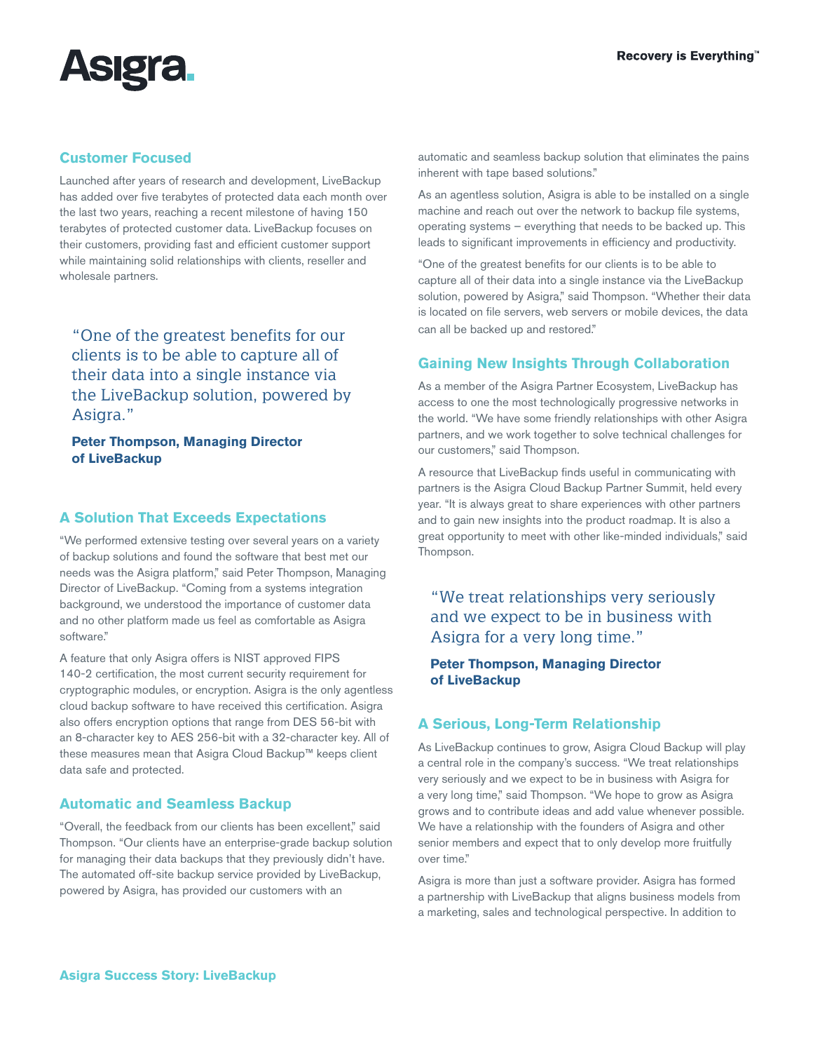## Customer Focused

Launched after years of research and development, LiveBackup has added over five terabytes of protected data each month over the last two years, reaching a recent milestone of having 150 terabytes of protected customer data. LiveBackup focuses on their customers, providing fast and efficient customer support while maintaining solid relationships with clients, reseller and wholesale partners.

> "One of the greatest benefits for our clients is to be able to capture all of their data into a single instance via the LiveBackup solution, powered by Asigra."
>
> **Peter Thompson, Managing Director of LiveBackup**

## A Solution That Exceeds Expectations

"We performed extensive testing over several years on a variety of backup solutions and found the software that best met our needs was the Asigra platform," said Peter Thompson, Managing Director of LiveBackup. "Coming from a systems integration background, we understood the importance of customer data and no other platform made us feel as comfortable as Asigra software."

A feature that only Asigra offers is NIST approved FIPS 140-2 certification, the most current security requirement for cryptographic modules, or encryption. Asigra is the only agentless cloud backup software to have received this certification. Asigra also offers encryption options that range from DES 56-bit with an 8-character key to AES 256-bit with a 32-character key. All of these measures mean that Asigra Cloud Backup™ keeps client data safe and protected.

## Automatic and Seamless Backup

"Overall, the feedback from our clients has been excellent," said Thompson. "Our clients have an enterprise-grade backup solution for managing their data backups that they previously didn't have. The automated off-site backup service provided by LiveBackup, powered by Asigra, has provided our customers with an automatic and seamless backup solution that eliminates the pains inherent with tape based solutions."

As an agentless solution, Asigra is able to be installed on a single machine and reach out over the network to backup file systems, operating systems – everything that needs to be backed up. This leads to significant improvements in efficiency and productivity.

"One of the greatest benefits for our clients is to be able to capture all of their data into a single instance via the LiveBackup solution, powered by Asigra," said Thompson. "Whether their data is located on file servers, web servers or mobile devices, the data can all be backed up and restored."

## Gaining New Insights Through Collaboration

As a member of the Asigra Partner Ecosystem, LiveBackup has access to one the most technologically progressive networks in the world. "We have some friendly relationships with other Asigra partners, and we work together to solve technical challenges for our customers," said Thompson.

A resource that LiveBackup finds useful in communicating with partners is the Asigra Cloud Backup Partner Summit, held every year. "It is always great to share experiences with other partners and to gain new insights into the product roadmap. It is also a great opportunity to meet with other like-minded individuals," said Thompson.

> "We treat relationships very seriously and we expect to be in business with Asigra for a very long time."
>
> **Peter Thompson, Managing Director of LiveBackup**

## A Serious, Long-Term Relationship

As LiveBackup continues to grow, Asigra Cloud Backup will play a central role in the company's success. "We treat relationships very seriously and we expect to be in business with Asigra for a very long time," said Thompson. "We hope to grow as Asigra grows and to contribute ideas and add value whenever possible. We have a relationship with the founders of Asigra and other senior members and expect that to only develop more fruitfully over time."

Asigra is more than just a software provider. Asigra has formed a partnership with LiveBackup that aligns business models from a marketing, sales and technological perspective. In addition to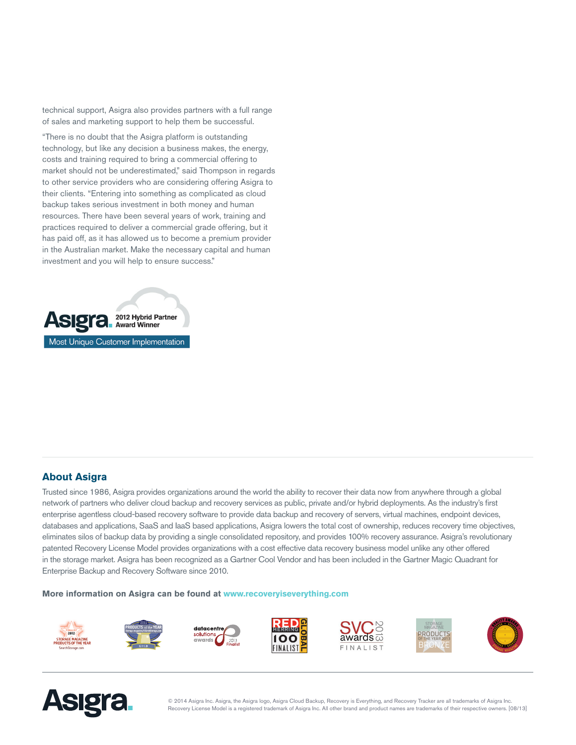technical support, Asigra also provides partners with a full range of sales and marketing support to help them be successful.

"There is no doubt that the Asigra platform is outstanding technology, but like any decision a business makes, the energy, costs and training required to bring a commercial offering to market should not be underestimated," said Thompson in regards to other service providers who are considering offering Asigra to their clients. "Entering into something as complicated as cloud backup takes serious investment in both money and human resources. There have been several years of work, training and practices required to deliver a commercial grade offering, but it has paid off, as it has allowed us to become a premium provider in the Australian market. Make the necessary capital and human investment and you will help to ensure success."

Asigra. 2012 Hybrid Partner Award Winner

Most Unique Customer Implementation

## About Asigra

Trusted since 1986, Asigra provides organizations around the world the ability to recover their data now from anywhere through a global network of partners who deliver cloud backup and recovery services as public, private and/or hybrid deployments. As the industry's first enterprise agentless cloud-based recovery software to provide data backup and recovery of servers, virtual machines, endpoint devices, databases and applications, SaaS and IaaS based applications, Asigra lowers the total cost of ownership, reduces recovery time objectives, eliminates silos of backup data by providing a single consolidated repository, and provides 100% recovery assurance. Asigra's revolutionary patented Recovery License Model provides organizations with a cost effective data recovery business model unlike any other offered in the storage market. Asigra has been recognized as a Gartner Cool Vendor and has been included in the Gartner Magic Quadrant for Enterprise Backup and Recovery Software since 2010.

**More information on Asigra can be found at www.recoveryiseverything.com**

© 2014 Asigra Inc. Asigra, the Asigra logo, Asigra Cloud Backup, Recovery is Everything, and Recovery Tracker are all trademarks of Asigra Inc. Recovery License Model is a registered trademark of Asigra Inc. All other brand and product names are trademarks of their respective owners. [08/13]